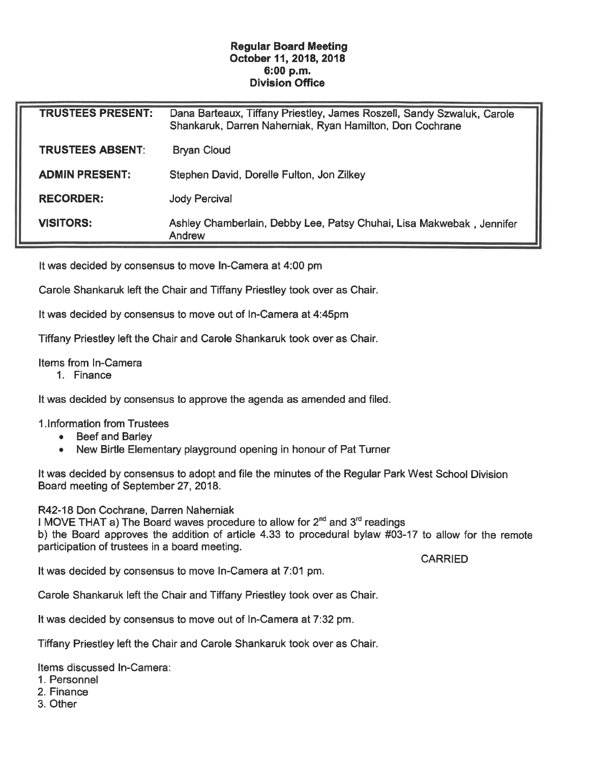**Regular Board Meeting**
**October 11, 2018, 2018**
**6:00 p.m.**
**Division Office**

| | |
|---|---|
| **TRUSTEES PRESENT:** | Dana Barteaux, Tiffany Priestley, James Roszell, Sandy Szwaluk, Carole Shankaruk, Darren Naherniak, Ryan Hamilton, Don Cochrane |
| **TRUSTEES ABSENT**: | Bryan Cloud |
| **ADMIN PRESENT:** | Stephen David, Dorelle Fulton, Jon Zilkey |
| **RECORDER:** | Jody Percival |
| **VISITORS:** | Ashley Chamberlain, Debby Lee, Patsy Chuhai, Lisa Makwebak , Jennifer Andrew |

It was decided by consensus to move In-Camera at 4:00 pm

Carole Shankaruk left the Chair and Tiffany Priestley took over as Chair.

It was decided by consensus to move out of In-Camera at 4:45pm

Tiffany Priestley left the Chair and Carole Shankaruk took over as Chair.

Items from In-Camera

1. Finance

It was decided by consensus to approve the agenda as amended and filed.

1.Information from Trustees

- Beef and Barley
- New Birtle Elementary playground opening in honour of Pat Turner

It was decided by consensus to adopt and file the minutes of the Regular Park West School Division Board meeting of September 27, 2018.

R42-18 Don Cochrane, Darren Naherniak
I MOVE THAT a) The Board waves procedure to allow for 2nd and 3rd readings
b) the Board approves the addition of article 4.33 to procedural bylaw #03-17 to allow for the remote participation of trustees in a board meeting.

CARRIED

It was decided by consensus to move In-Camera at 7:01 pm.

Carole Shankaruk left the Chair and Tiffany Priestley took over as Chair.

It was decided by consensus to move out of In-Camera at 7:32 pm.

Tiffany Priestley left the Chair and Carole Shankaruk took over as Chair.

Items discussed In-Camera:

1. Personnel
2. Finance
3. Other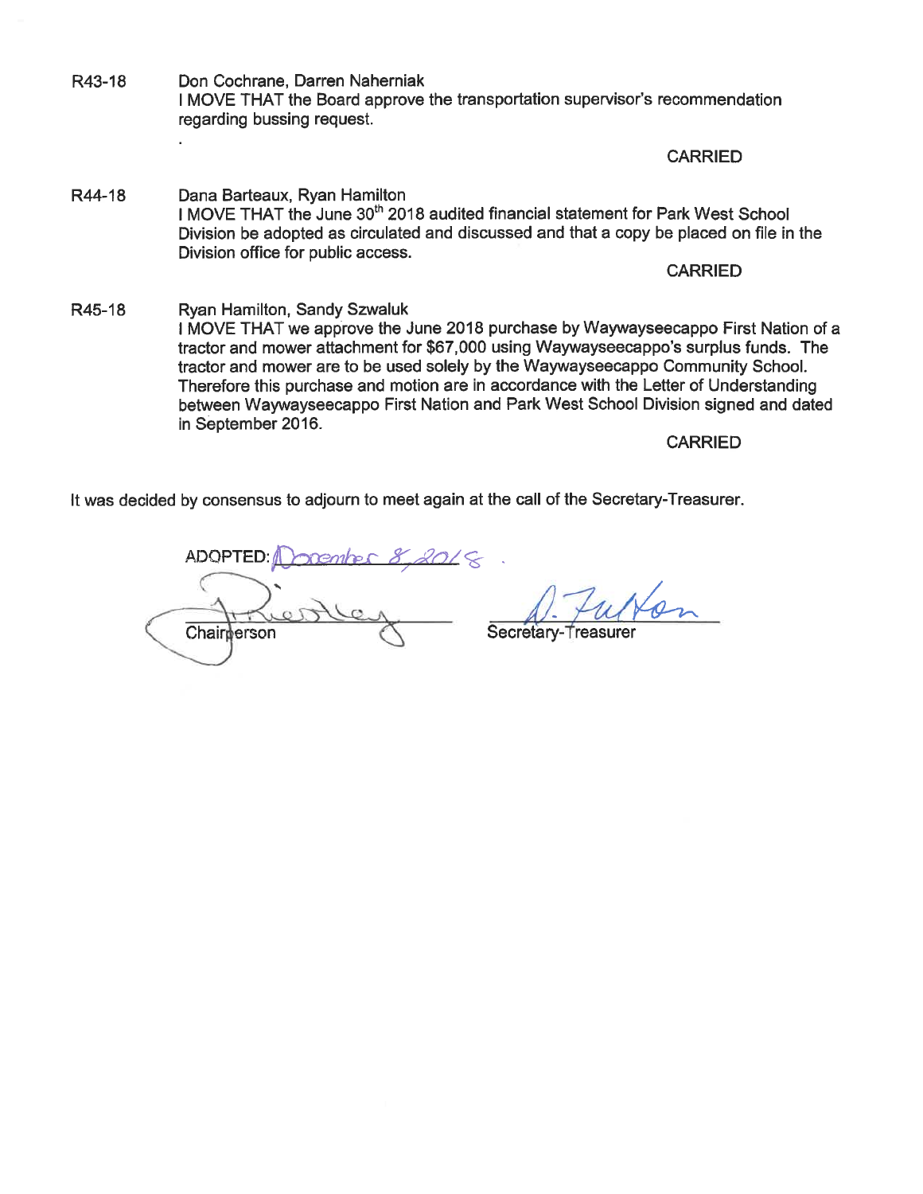R43-18 Don Cochrane, Darren Naherniak
I MOVE THAT the Board approve the transportation supervisor's recommendation regarding bussing request.

CARRIED

R44-18 Dana Barteaux, Ryan Hamilton
I MOVE THAT the June 30th 2018 audited financial statement for Park West School Division be adopted as circulated and discussed and that a copy be placed on file in the Division office for public access.

CARRIED

R45-18 Ryan Hamilton, Sandy Szwaluk
I MOVE THAT we approve the June 2018 purchase by Waywayseecappo First Nation of a tractor and mower attachment for $67,000 using Waywayseecappo's surplus funds. The tractor and mower are to be used solely by the Waywayseecappo Community School. Therefore this purchase and motion are in accordance with the Letter of Understanding between Waywayseecappo First Nation and Park West School Division signed and dated in September 2016.

CARRIED

It was decided by consensus to adjourn to meet again at the call of the Secretary-Treasurer.

ADOPTED: November 8, 2018

Chairperson

Secretary-Treasurer